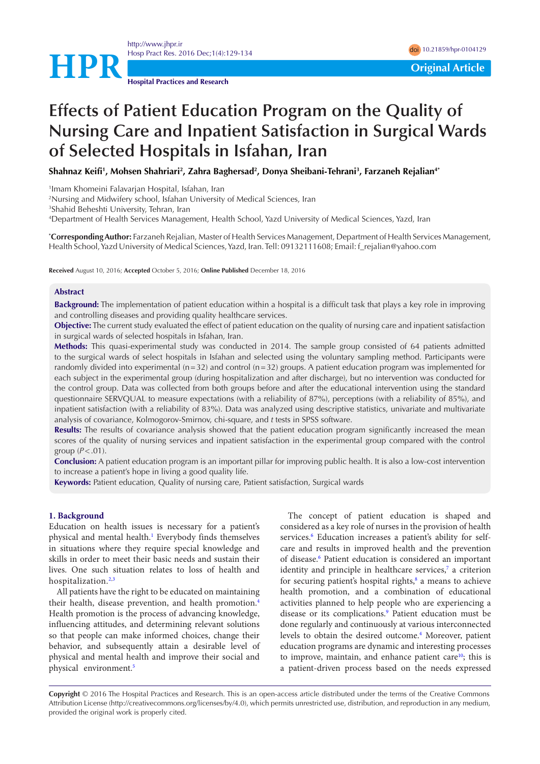# Effects of Patient Education Program on the Quality of Nursing Care and Inpatient Satisfaction in Surgical Wards of Selected Hospitals in Isfahan, Iran

**Shahnaz Keifi[1], Mohsen Shahriari[2], Zahra Baghersad[2], Donya Sheibani-Tehrani[3], Farzaneh Rejalian[4*]**

[1]Imam Khomeini Falavarjan Hospital, Isfahan, Iran
[2]Nursing and Midwifery school, Isfahan University of Medical Sciences, Iran
[3]Shahid Beheshti University, Tehran, Iran
[4]Department of Health Services Management, Health School, Yazd University of Medical Sciences, Yazd, Iran

**\*Corresponding Author:** Farzaneh Rejalian, Master of Health Services Management, Department of Health Services Management, Health School, Yazd University of Medical Sciences, Yazd, Iran. Tell: 09132111608; Email: f_rejalian@yahoo.com

**Received** August 10, 2016; **Accepted** October 5, 2016; **Online Published** December 18, 2016

## Abstract

**Background:** The implementation of patient education within a hospital is a difficult task that plays a key role in improving and controlling diseases and providing quality healthcare services.

**Objective:** The current study evaluated the effect of patient education on the quality of nursing care and inpatient satisfaction in surgical wards of selected hospitals in Isfahan, Iran.

**Methods:** This quasi-experimental study was conducted in 2014. The sample group consisted of 64 patients admitted to the surgical wards of select hospitals in Isfahan and selected using the voluntary sampling method. Participants were randomly divided into experimental (n = 32) and control (n = 32) groups. A patient education program was implemented for each subject in the experimental group (during hospitalization and after discharge), but no intervention was conducted for the control group. Data was collected from both groups before and after the educational intervention using the standard questionnaire SERVQUAL to measure expectations (with a reliability of 87%), perceptions (with a reliability of 85%), and inpatient satisfaction (with a reliability of 83%). Data was analyzed using descriptive statistics, univariate and multivariate analysis of covariance, Kolmogorov-Smirnov, chi-square, and *t* tests in SPSS software.

**Results:** The results of covariance analysis showed that the patient education program significantly increased the mean scores of the quality of nursing services and inpatient satisfaction in the experimental group compared with the control group ($P < .01$).

**Conclusion:** A patient education program is an important pillar for improving public health. It is also a low-cost intervention to increase a patient's hope in living a good quality life.

**Keywords:** Patient education, Quality of nursing care, Patient satisfaction, Surgical wards

## 1. Background

Education on health issues is necessary for a patient's physical and mental health.[1] Everybody finds themselves in situations where they require special knowledge and skills in order to meet their basic needs and sustain their lives. One such situation relates to loss of health and hospitalization.[2,3]

All patients have the right to be educated on maintaining their health, disease prevention, and health promotion.[4] Health promotion is the process of advancing knowledge, influencing attitudes, and determining relevant solutions so that people can make informed choices, change their behavior, and subsequently attain a desirable level of physical and mental health and improve their social and physical environment.[5]

The concept of patient education is shaped and considered as a key role of nurses in the provision of health services.[6] Education increases a patient's ability for self-care and results in improved health and the prevention of disease.[6] Patient education is considered an important identity and principle in healthcare services,[7] a criterion for securing patient's hospital rights,[8] a means to achieve health promotion, and a combination of educational activities planned to help people who are experiencing a disease or its complications.[9] Patient education must be done regularly and continuously at various interconnected levels to obtain the desired outcome.[4] Moreover, patient education programs are dynamic and interesting processes to improve, maintain, and enhance patient care[10]; this is a patient-driven process based on the needs expressed

**Copyright** © 2016 The Hospital Practices and Research. This is an open-access article distributed under the terms of the Creative Commons Attribution License (http://creativecommons.org/licenses/by/4.0), which permits unrestricted use, distribution, and reproduction in any medium, provided the original work is properly cited.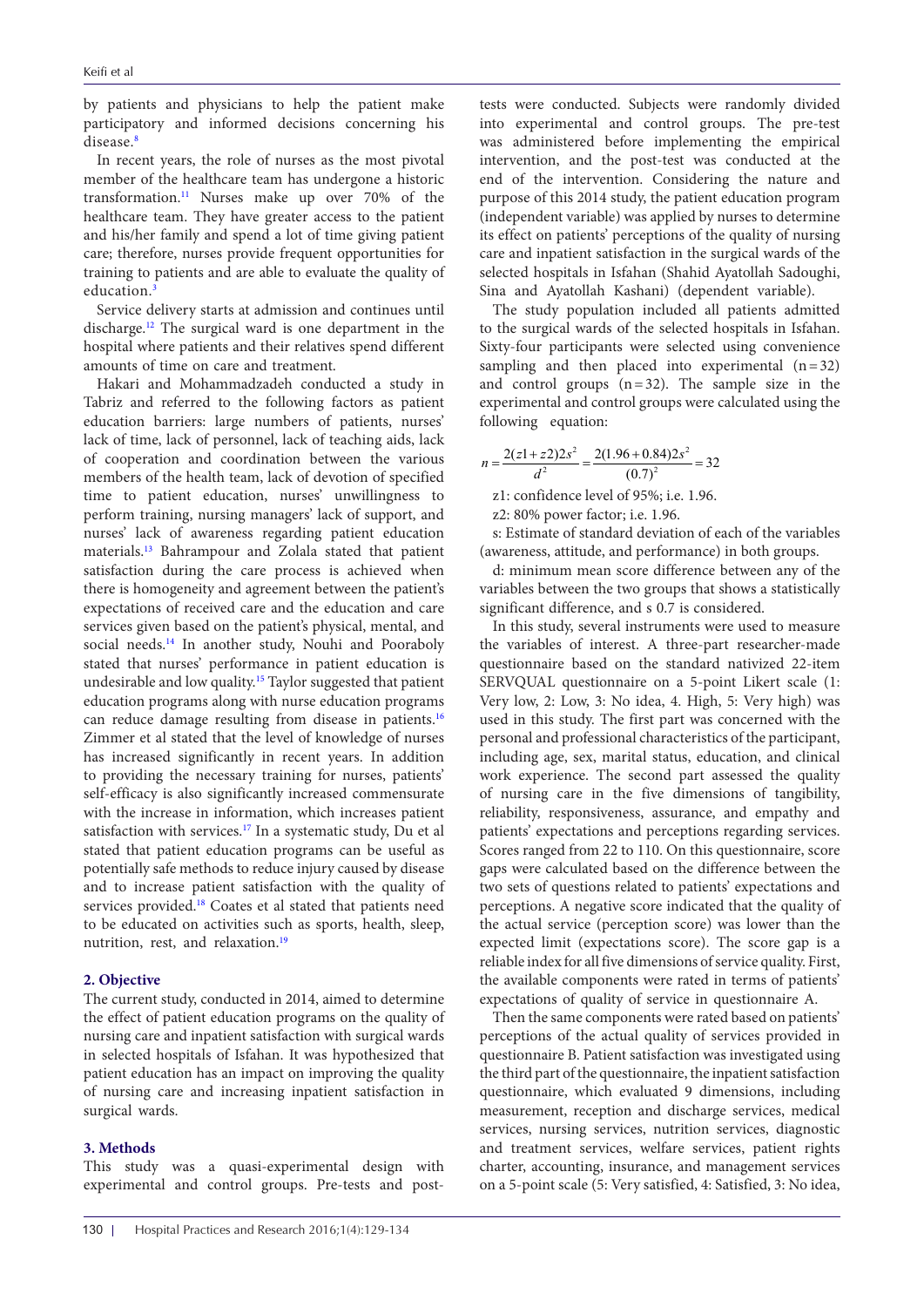by patients and physicians to help the patient make participatory and informed decisions concerning his disease.[8]

In recent years, the role of nurses as the most pivotal member of the healthcare team has undergone a historic transformation.[11] Nurses make up over 70% of the healthcare team. They have greater access to the patient and his/her family and spend a lot of time giving patient care; therefore, nurses provide frequent opportunities for training to patients and are able to evaluate the quality of education.[3]

Service delivery starts at admission and continues until discharge.[12] The surgical ward is one department in the hospital where patients and their relatives spend different amounts of time on care and treatment.

Hakari and Mohammadzadeh conducted a study in Tabriz and referred to the following factors as patient education barriers: large numbers of patients, nurses' lack of time, lack of personnel, lack of teaching aids, lack of cooperation and coordination between the various members of the health team, lack of devotion of specified time to patient education, nurses' unwillingness to perform training, nursing managers' lack of support, and nurses' lack of awareness regarding patient education materials.[13] Bahrampour and Zolala stated that patient satisfaction during the care process is achieved when there is homogeneity and agreement between the patient's expectations of received care and the education and care services given based on the patient's physical, mental, and social needs.[14] In another study, Nouhi and Pooraboly stated that nurses' performance in patient education is undesirable and low quality.[15] Taylor suggested that patient education programs along with nurse education programs can reduce damage resulting from disease in patients.[16] Zimmer et al stated that the level of knowledge of nurses has increased significantly in recent years. In addition to providing the necessary training for nurses, patients' self-efficacy is also significantly increased commensurate with the increase in information, which increases patient satisfaction with services.[17] In a systematic study, Du et al stated that patient education programs can be useful as potentially safe methods to reduce injury caused by disease and to increase patient satisfaction with the quality of services provided.[18] Coates et al stated that patients need to be educated on activities such as sports, health, sleep, nutrition, rest, and relaxation.[19]

## 2. Objective

The current study, conducted in 2014, aimed to determine the effect of patient education programs on the quality of nursing care and inpatient satisfaction with surgical wards in selected hospitals of Isfahan. It was hypothesized that patient education has an impact on improving the quality of nursing care and increasing inpatient satisfaction in surgical wards.

## 3. Methods

This study was a quasi-experimental design with experimental and control groups. Pre-tests and post-tests were conducted. Subjects were randomly divided into experimental and control groups. The pre-test was administered before implementing the empirical intervention, and the post-test was conducted at the end of the intervention. Considering the nature and purpose of this 2014 study, the patient education program (independent variable) was applied by nurses to determine its effect on patients' perceptions of the quality of nursing care and inpatient satisfaction in the surgical wards of the selected hospitals in Isfahan (Shahid Ayatollah Sadoughi, Sina and Ayatollah Kashani) (dependent variable).

The study population included all patients admitted to the surgical wards of the selected hospitals in Isfahan. Sixty-four participants were selected using convenience sampling and then placed into experimental (n = 32) and control groups (n = 32). The sample size in the experimental and control groups were calculated using the following equation:

$$n = \frac{2(z1+z2)2s^2}{d^2} = \frac{2(1.96+0.84)2s^2}{(0.7)^2} = 32$$

z1: confidence level of 95%; i.e. 1.96.

z2: 80% power factor; i.e. 1.96.

s: Estimate of standard deviation of each of the variables (awareness, attitude, and performance) in both groups.

d: minimum mean score difference between any of the variables between the two groups that shows a statistically significant difference, and s 0.7 is considered.

In this study, several instruments were used to measure the variables of interest. A three-part researcher-made questionnaire based on the standard nativized 22-item SERVQUAL questionnaire on a 5-point Likert scale (1: Very low, 2: Low, 3: No idea, 4. High, 5: Very high) was used in this study. The first part was concerned with the personal and professional characteristics of the participant, including age, sex, marital status, education, and clinical work experience. The second part assessed the quality of nursing care in the five dimensions of tangibility, reliability, responsiveness, assurance, and empathy and patients' expectations and perceptions regarding services. Scores ranged from 22 to 110. On this questionnaire, score gaps were calculated based on the difference between the two sets of questions related to patients' expectations and perceptions. A negative score indicated that the quality of the actual service (perception score) was lower than the expected limit (expectations score). The score gap is a reliable index for all five dimensions of service quality. First, the available components were rated in terms of patients' expectations of quality of service in questionnaire A.

Then the same components were rated based on patients' perceptions of the actual quality of services provided in questionnaire B. Patient satisfaction was investigated using the third part of the questionnaire, the inpatient satisfaction questionnaire, which evaluated 9 dimensions, including measurement, reception and discharge services, medical services, nursing services, nutrition services, diagnostic and treatment services, welfare services, patient rights charter, accounting, insurance, and management services on a 5-point scale (5: Very satisfied, 4: Satisfied, 3: No idea,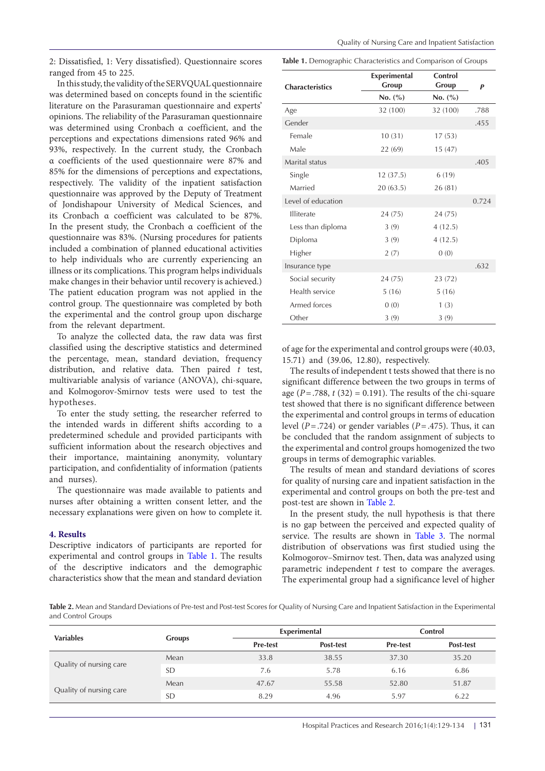2: Dissatisfied, 1: Very dissatisfied). Questionnaire scores ranged from 45 to 225.

In this study, the validity of the SERVQUAL questionnaire was determined based on concepts found in the scientific literature on the Parasuraman questionnaire and experts' opinions. The reliability of the Parasuraman questionnaire was determined using Cronbach α coefficient, and the perceptions and expectations dimensions rated 96% and 93%, respectively. In the current study, the Cronbach α coefficients of the used questionnaire were 87% and 85% for the dimensions of perceptions and expectations, respectively. The validity of the inpatient satisfaction questionnaire was approved by the Deputy of Treatment of Jondishapour University of Medical Sciences, and its Cronbach α coefficient was calculated to be 87%. In the present study, the Cronbach α coefficient of the questionnaire was 83%. (Nursing procedures for patients included a combination of planned educational activities to help individuals who are currently experiencing an illness or its complications. This program helps individuals make changes in their behavior until recovery is achieved.) The patient education program was not applied in the control group. The questionnaire was completed by both the experimental and the control group upon discharge from the relevant department.

To analyze the collected data, the raw data was first classified using the descriptive statistics and determined the percentage, mean, standard deviation, frequency distribution, and relative data. Then paired *t* test, multivariable analysis of variance (ANOVA), chi-square, and Kolmogorov-Smirnov tests were used to test the hypotheses.

To enter the study setting, the researcher referred to the intended wards in different shifts according to a predetermined schedule and provided participants with sufficient information about the research objectives and their importance, maintaining anonymity, voluntary participation, and confidentiality of information (patients and nurses).

The questionnaire was made available to patients and nurses after obtaining a written consent letter, and the necessary explanations were given on how to complete it.

## 4. Results

Descriptive indicators of participants are reported for experimental and control groups in Table 1. The results of the descriptive indicators and the demographic characteristics show that the mean and standard deviation of age for the experimental and control groups were (40.03, 15.71) and (39.06, 12.80), respectively.

**Table 1.** Demographic Characteristics and Comparison of Groups

| Characteristics | Experimental Group | Control Group | *P* |
|---|---|---|---|
| | No. (%) | No. (%) | |
| Age | 32 (100) | 32 (100) | .788 |
| Gender | | | .455 |
| Female | 10 (31) | 17 (53) | |
| Male | 22 (69) | 15 (47) | |
| Marital status | | | .405 |
| Single | 12 (37.5) | 6 (19) | |
| Married | 20 (63.5) | 26 (81) | |
| Level of education | | | 0.724 |
| Illiterate | 24 (75) | 24 (75) | |
| Less than diploma | 3 (9) | 4 (12.5) | |
| Diploma | 3 (9) | 4 (12.5) | |
| Higher | 2 (7) | 0 (0) | |
| Insurance type | | | .632 |
| Social security | 24 (75) | 23 (72) | |
| Health service | 5 (16) | 5 (16) | |
| Armed forces | 0 (0) | 1 (3) | |
| Other | 3 (9) | 3 (9) | |

The results of independent t tests showed that there is no significant difference between the two groups in terms of age ($P = .788$, $t(32) = 0.191$). The results of the chi-square test showed that there is no significant difference between the experimental and control groups in terms of education level ($P = .724$) or gender variables ($P = .475$). Thus, it can be concluded that the random assignment of subjects to the experimental and control groups homogenized the two groups in terms of demographic variables.

The results of mean and standard deviations of scores for quality of nursing care and inpatient satisfaction in the experimental and control groups on both the pre-test and post-test are shown in Table 2.

In the present study, the null hypothesis is that there is no gap between the perceived and expected quality of service. The results are shown in Table 3. The normal distribution of observations was first studied using the Kolmogorov–Smirnov test. Then, data was analyzed using parametric independent *t* test to compare the averages. The experimental group had a significance level of higher

**Table 2.** Mean and Standard Deviations of Pre-test and Post-test Scores for Quality of Nursing Care and Inpatient Satisfaction in the Experimental and Control Groups

| Variables | Groups | Experimental | | Control | |
|---|---|---|---|---|---|
| | | Pre-test | Post-test | Pre-test | Post-test |
| Quality of nursing care | Mean | 33.8 | 38.55 | 37.30 | 35.20 |
| | SD | 7.6 | 5.78 | 6.16 | 6.86 |
| Quality of nursing care | Mean | 47.67 | 55.58 | 52.80 | 51.87 |
| | SD | 8.29 | 4.96 | 5.97 | 6.22 |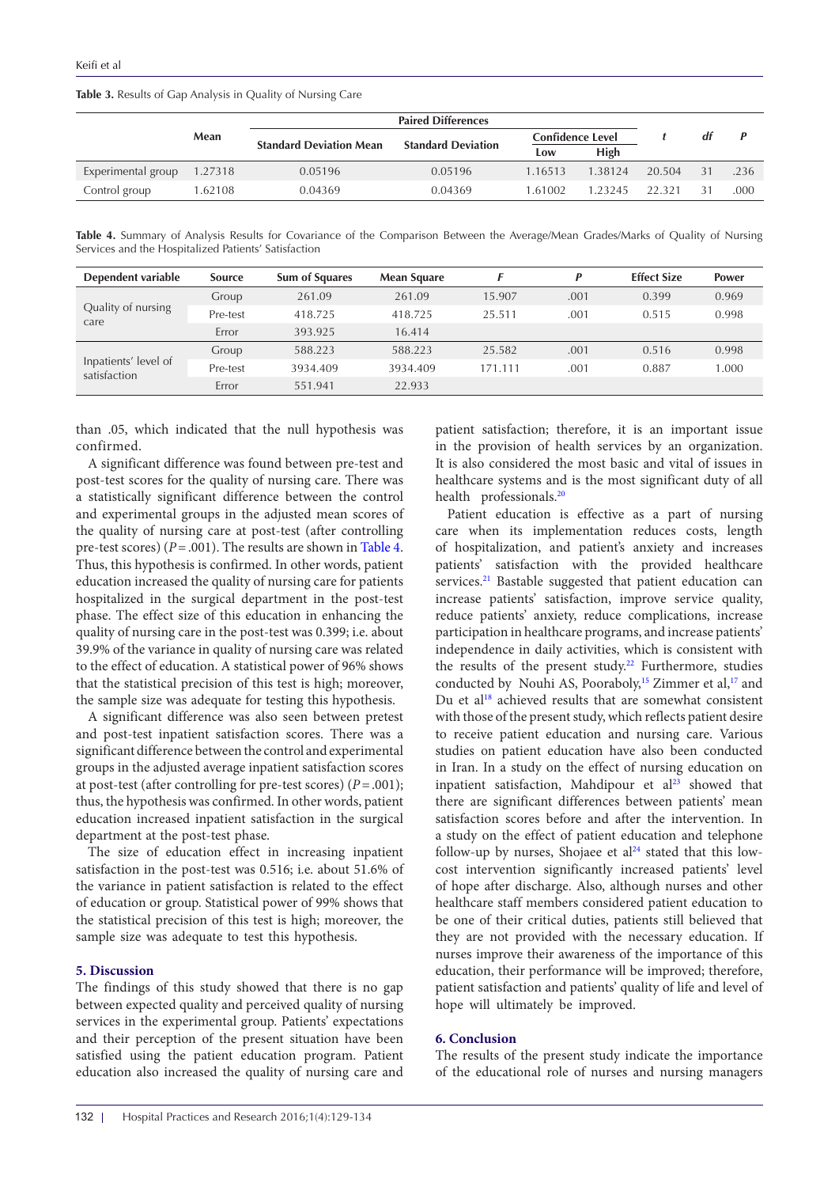**Table 3.** Results of Gap Analysis in Quality of Nursing Care

| | Mean | Paired Differences | | | | $t$ | $df$ | $P$ |
|---|---|---|---|---|---|---|---|---|
| | | Standard Deviation Mean | Standard Deviation | Confidence Level | | | | |
| | | | | Low | High | | | |
| Experimental group | 1.27318 | 0.05196 | 0.05196 | 1.16513 | 1.38124 | 20.504 | 31 | .236 |
| Control group | 1.62108 | 0.04369 | 0.04369 | 1.61002 | 1.23245 | 22.321 | 31 | .000 |

**Table 4.** Summary of Analysis Results for Covariance of the Comparison Between the Average/Mean Grades/Marks of Quality of Nursing Services and the Hospitalized Patients' Satisfaction

| Dependent variable | Source | Sum of Squares | Mean Square | $F$ | $P$ | Effect Size | Power |
|---|---|---|---|---|---|---|---|
| Quality of nursing care | Group | 261.09 | 261.09 | 15.907 | .001 | 0.399 | 0.969 |
| | Pre-test | 418.725 | 418.725 | 25.511 | .001 | 0.515 | 0.998 |
| | Error | 393.925 | 16.414 | | | | |
| Inpatients' level of satisfaction | Group | 588.223 | 588.223 | 25.582 | .001 | 0.516 | 0.998 |
| | Pre-test | 3934.409 | 3934.409 | 171.111 | .001 | 0.887 | 1.000 |
| | Error | 551.941 | 22.933 | | | | |

than .05, which indicated that the null hypothesis was confirmed.

A significant difference was found between pre-test and post-test scores for the quality of nursing care. There was a statistically significant difference between the control and experimental groups in the adjusted mean scores of the quality of nursing care at post-test (after controlling pre-test scores) ($P = .001$). The results are shown in Table 4. Thus, this hypothesis is confirmed. In other words, patient education increased the quality of nursing care for patients hospitalized in the surgical department in the post-test phase. The effect size of this education in enhancing the quality of nursing care in the post-test was 0.399; i.e. about 39.9% of the variance in quality of nursing care was related to the effect of education. A statistical power of 96% shows that the statistical precision of this test is high; moreover, the sample size was adequate for testing this hypothesis.

A significant difference was also seen between pretest and post-test inpatient satisfaction scores. There was a significant difference between the control and experimental groups in the adjusted average inpatient satisfaction scores at post-test (after controlling for pre-test scores) ($P = .001$); thus, the hypothesis was confirmed. In other words, patient education increased inpatient satisfaction in the surgical department at the post-test phase.

The size of education effect in increasing inpatient satisfaction in the post-test was 0.516; i.e. about 51.6% of the variance in patient satisfaction is related to the effect of education or group. Statistical power of 99% shows that the statistical precision of this test is high; moreover, the sample size was adequate to test this hypothesis.

## 5. Discussion

The findings of this study showed that there is no gap between expected quality and perceived quality of nursing services in the experimental group. Patients' expectations and their perception of the present situation have been satisfied using the patient education program. Patient education also increased the quality of nursing care and patient satisfaction; therefore, it is an important issue in the provision of health services by an organization. It is also considered the most basic and vital of issues in healthcare systems and is the most significant duty of all health professionals.[20]

Patient education is effective as a part of nursing care when its implementation reduces costs, length of hospitalization, and patient's anxiety and increases patients' satisfaction with the provided healthcare services.[21] Bastable suggested that patient education can increase patients' satisfaction, improve service quality, reduce patients' anxiety, reduce complications, increase participation in healthcare programs, and increase patients' independence in daily activities, which is consistent with the results of the present study.[22] Furthermore, studies conducted by Nouhi AS, Pooraboly,[15] Zimmer et al,[17] and Du et al[18] achieved results that are somewhat consistent with those of the present study, which reflects patient desire to receive patient education and nursing care. Various studies on patient education have also been conducted in Iran. In a study on the effect of nursing education on inpatient satisfaction, Mahdipour et al[23] showed that there are significant differences between patients' mean satisfaction scores before and after the intervention. In a study on the effect of patient education and telephone follow-up by nurses, Shojaee et al[24] stated that this low-cost intervention significantly increased patients' level of hope after discharge. Also, although nurses and other healthcare staff members considered patient education to be one of their critical duties, patients still believed that they are not provided with the necessary education. If nurses improve their awareness of the importance of this education, their performance will be improved; therefore, patient satisfaction and patients' quality of life and level of hope will ultimately be improved.

## 6. Conclusion

The results of the present study indicate the importance of the educational role of nurses and nursing managers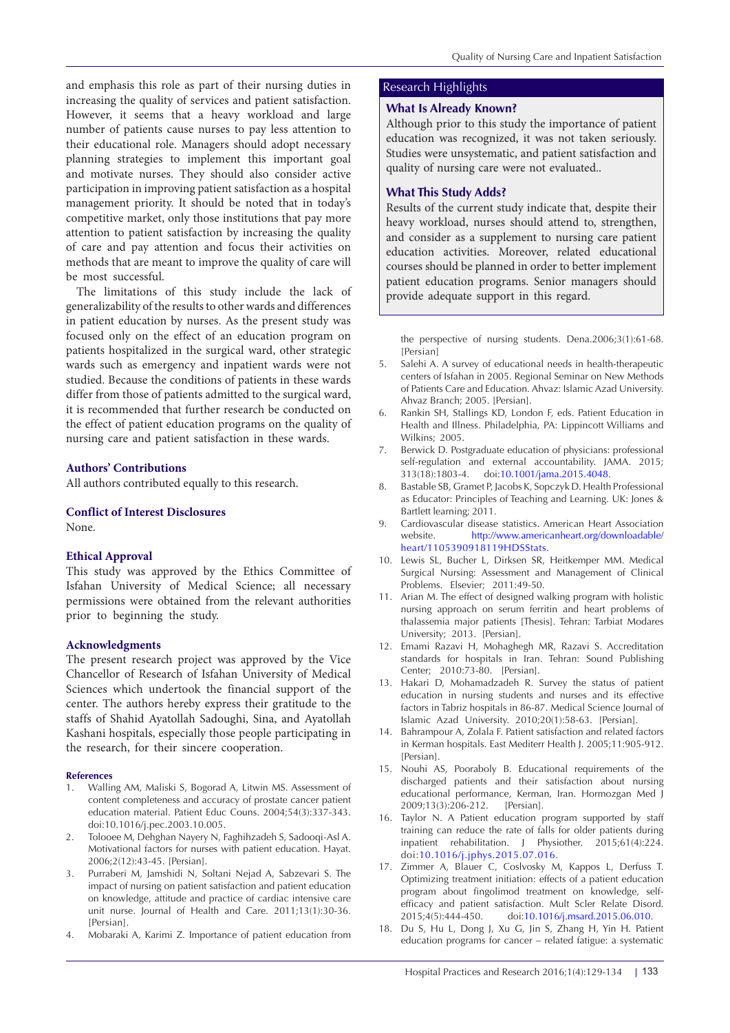and emphasis this role as part of their nursing duties in increasing the quality of services and patient satisfaction. However, it seems that a heavy workload and large number of patients cause nurses to pay less attention to their educational role. Managers should adopt necessary planning strategies to implement this important goal and motivate nurses. They should also consider active participation in improving patient satisfaction as a hospital management priority. It should be noted that in today's competitive market, only those institutions that pay more attention to patient satisfaction by increasing the quality of care and pay attention and focus their activities on methods that are meant to improve the quality of care will be most successful.

The limitations of this study include the lack of generalizability of the results to other wards and differences in patient education by nurses. As the present study was focused only on the effect of an education program on patients hospitalized in the surgical ward, other strategic wards such as emergency and inpatient wards were not studied. Because the conditions of patients in these wards differ from those of patients admitted to the surgical ward, it is recommended that further research be conducted on the effect of patient education programs on the quality of nursing care and patient satisfaction in these wards.

### Authors' Contributions

All authors contributed equally to this research.

### Conflict of Interest Disclosures

None.

### Ethical Approval

This study was approved by the Ethics Committee of Isfahan University of Medical Science; all necessary permissions were obtained from the relevant authorities prior to beginning the study.

### Acknowledgments

The present research project was approved by the Vice Chancellor of Research of Isfahan University of Medical Sciences which undertook the financial support of the center. The authors hereby express their gratitude to the staffs of Shahid Ayatollah Sadoughi, Sina, and Ayatollah Kashani hospitals, especially those people participating in the research, for their sincere cooperation.

## Research Highlights

### What Is Already Known?

Although prior to this study the importance of patient education was recognized, it was not taken seriously. Studies were unsystematic, and patient satisfaction and quality of nursing care were not evaluated..

### What This Study Adds?

Results of the current study indicate that, despite their heavy workload, nurses should attend to, strengthen, and consider as a supplement to nursing care patient education activities. Moreover, related educational courses should be planned in order to better implement patient education programs. Senior managers should provide adequate support in this regard.

### References

1. Walling AM, Maliski S, Bogorad A, Litwin MS. Assessment of content completeness and accuracy of prostate cancer patient education material. Patient Educ Couns. 2004;54(3):337-343. doi:10.1016/j.pec.2003.10.005.
2. Tolooee M, Dehghan Nayery N, Faghihzadeh S, Sadooqi-Asl A. Motivational factors for nurses with patient education. Hayat. 2006;2(12):43-45. [Persian].
3. Purraberi M, Jamshidi N, Soltani Nejad A, Sabzevari S. The impact of nursing on patient satisfaction and patient education on knowledge, attitude and practice of cardiac intensive care unit nurse. Journal of Health and Care. 2011;13(1):30-36. [Persian].
4. Mobaraki A, Karimi Z. Importance of patient education from the perspective of nursing students. Dena.2006;3(1):61-68. [Persian]
5. Salehi A. A survey of educational needs in health-therapeutic centers of Isfahan in 2005. Regional Seminar on New Methods of Patients Care and Education. Ahvaz: Islamic Azad University. Ahvaz Branch; 2005. [Persian].
6. Rankin SH, Stallings KD, London F, eds. Patient Education in Health and Illness. Philadelphia, PA: Lippincott Williams and Wilkins; 2005.
7. Berwick D. Postgraduate education of physicians: professional self-regulation and external accountability. JAMA. 2015; 313(18):1803-4. doi:10.1001/jama.2015.4048.
8. Bastable SB, Gramet P, Jacobs K, Sopczyk D. Health Professional as Educator: Principles of Teaching and Learning. UK: Jones & Bartlett learning; 2011.
9. Cardiovascular disease statistics. American Heart Association website. http://www.americanheart.org/downloadable/heart/1105390918119HDSStats.
10. Lewis SL, Bucher L, Dirksen SR, Heitkemper MM. Medical Surgical Nursing: Assessment and Management of Clinical Problems. Elsevier; 2011:49-50.
11. Arian M. The effect of designed walking program with holistic nursing approach on serum ferritin and heart problems of thalassemia major patients [Thesis]. Tehran: Tarbiat Modares University; 2013. [Persian].
12. Emami Razavi H, Mohaghegh MR, Razavi S. Accreditation standards for hospitals in Iran. Tehran: Sound Publishing Center; 2010:73-80. [Persian].
13. Hakari D, Mohamadzadeh R. Survey the status of patient education in nursing students and nurses and its effective factors in Tabriz hospitals in 86-87. Medical Science Journal of Islamic Azad University. 2010;20(1):58-63. [Persian].
14. Bahrampour A, Zolala F. Patient satisfaction and related factors in Kerman hospitals. East Mediterr Health J. 2005;11:905-912. [Persian].
15. Nouhi AS, Pooraboly B. Educational requirements of the discharged patients and their satisfaction about nursing educational performance, Kerman, Iran. Hormozgan Med J 2009;13(3):206-212. [Persian].
16. Taylor N. A Patient education program supported by staff training can reduce the rate of falls for older patients during inpatient rehabilitation. J Physiother. 2015;61(4):224. doi:10.1016/j.jphys.2015.07.016.
17. Zimmer A, Blauer C, Coslvosky M, Kappos L, Derfuss T. Optimizing treatment initiation: effects of a patient education program about fingolimod treatment on knowledge, self-efficacy and patient satisfaction. Mult Scler Relate Disord. 2015;4(5):444-450. doi:10.1016/j.msard.2015.06.010.
18. Du S, Hu L, Dong J, Xu G, Jin S, Zhang H, Yin H. Patient education programs for cancer – related fatigue: a systematic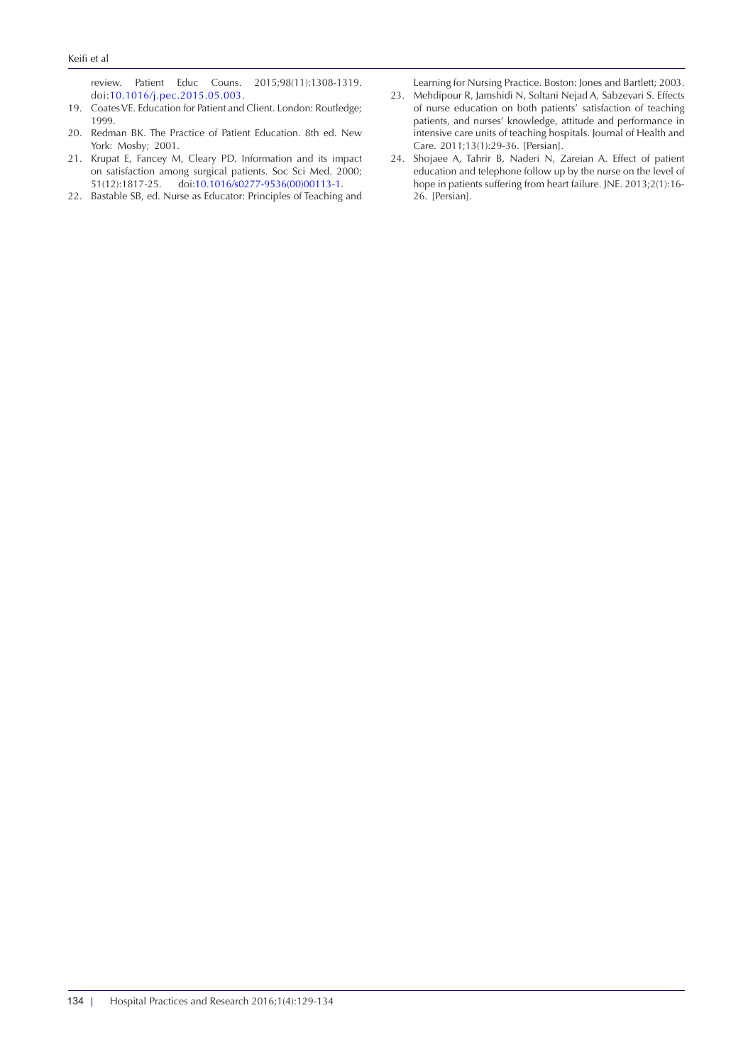review. Patient Educ Couns. 2015;98(11):1308-1319. doi:10.1016/j.pec.2015.05.003.

19. Coates VE. Education for Patient and Client. London: Routledge; 1999.
20. Redman BK. The Practice of Patient Education. 8th ed. New York: Mosby; 2001.
21. Krupat E, Fancey M, Cleary PD. Information and its impact on satisfaction among surgical patients. Soc Sci Med. 2000; 51(12):1817-25. doi:10.1016/s0277-9536(00)00113-1.
22. Bastable SB, ed. Nurse as Educator: Principles of Teaching and Learning for Nursing Practice. Boston: Jones and Bartlett; 2003.
23. Mehdipour R, Jamshidi N, Soltani Nejad A, Sabzevari S. Effects of nurse education on both patients' satisfaction of teaching patients, and nurses' knowledge, attitude and performance in intensive care units of teaching hospitals. Journal of Health and Care. 2011;13(1):29-36. [Persian].
24. Shojaee A, Tahrir B, Naderi N, Zareian A. Effect of patient education and telephone follow up by the nurse on the level of hope in patients suffering from heart failure. JNE. 2013;2(1):16-26. [Persian].